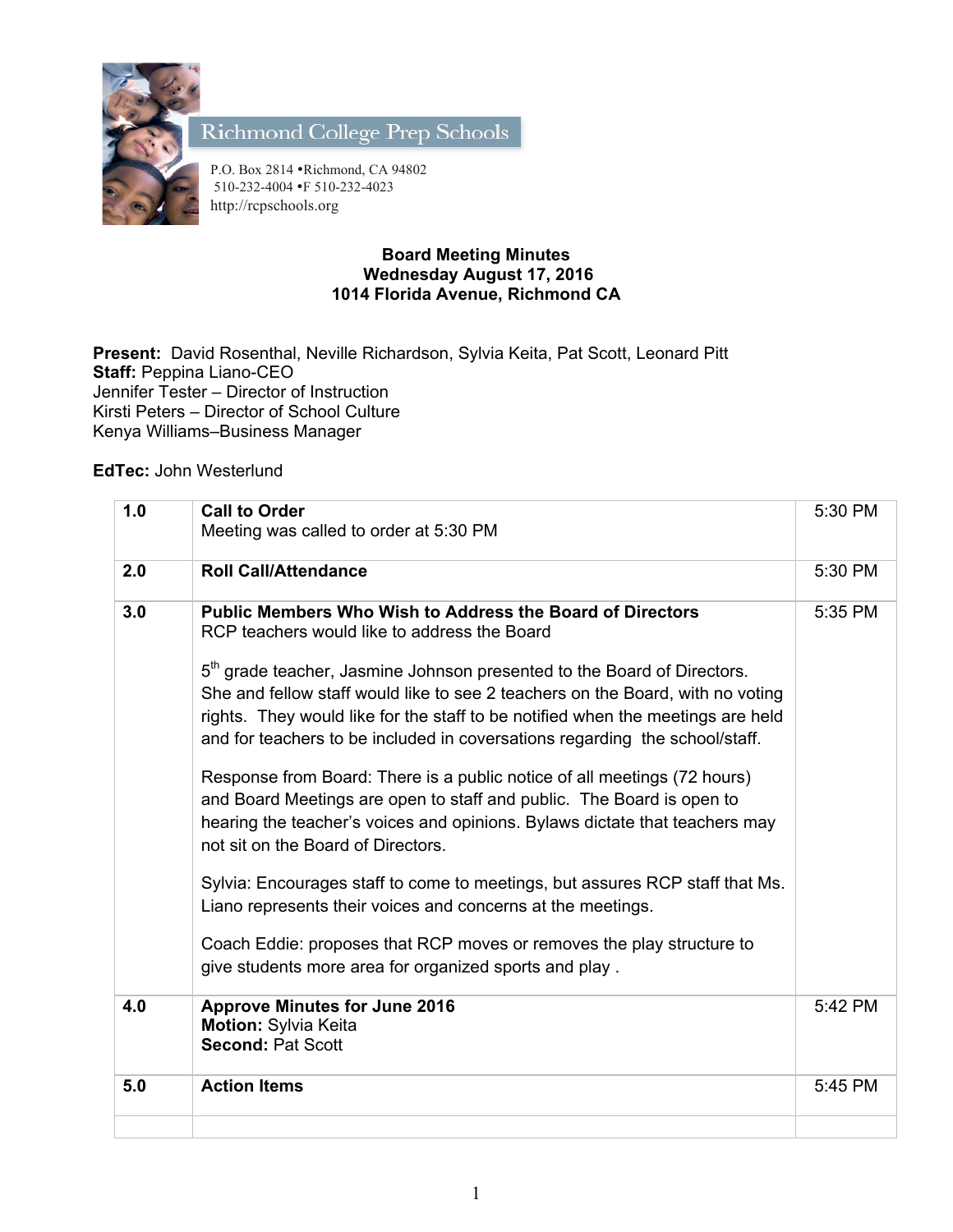Richmond College Prep Schools

P.O. Box 2814 •Richmond, CA 94802
510-232-4004 •F 510-232-4023
http://rcpschools.org

**Board Meeting Minutes**
**Wednesday August 17, 2016**
**1014 Florida Avenue, Richmond CA**

**Present:** David Rosenthal, Neville Richardson, Sylvia Keita, Pat Scott, Leonard Pitt
**Staff:** Peppina Liano-CEO
Jennifer Tester – Director of Instruction
Kirsti Peters – Director of School Culture
Kenya Williams–Business Manager

**EdTec:** John Westerlund

| | | |
|---|---|---|
| 1.0 | **Call to Order**<br>Meeting was called to order at 5:30 PM | 5:30 PM |
| 2.0 | **Roll Call/Attendance** | 5:30 PM |
| 3.0 | **Public Members Who Wish to Address the Board of Directors**<br>RCP teachers would like to address the Board<br><br>5th grade teacher, Jasmine Johnson presented to the Board of Directors. She and fellow staff would like to see 2 teachers on the Board, with no voting rights. They would like for the staff to be notified when the meetings are held and for teachers to be included in coversations regarding the school/staff.<br><br>Response from Board: There is a public notice of all meetings (72 hours) and Board Meetings are open to staff and public. The Board is open to hearing the teacher's voices and opinions. Bylaws dictate that teachers may not sit on the Board of Directors.<br><br>Sylvia: Encourages staff to come to meetings, but assures RCP staff that Ms. Liano represents their voices and concerns at the meetings.<br><br>Coach Eddie: proposes that RCP moves or removes the play structure to give students more area for organized sports and play . | 5:35 PM |
| 4.0 | **Approve Minutes for June 2016**<br>**Motion:** Sylvia Keita<br>**Second:** Pat Scott | 5:42 PM |
| 5.0 | **Action Items** | 5:45 PM |
| | | |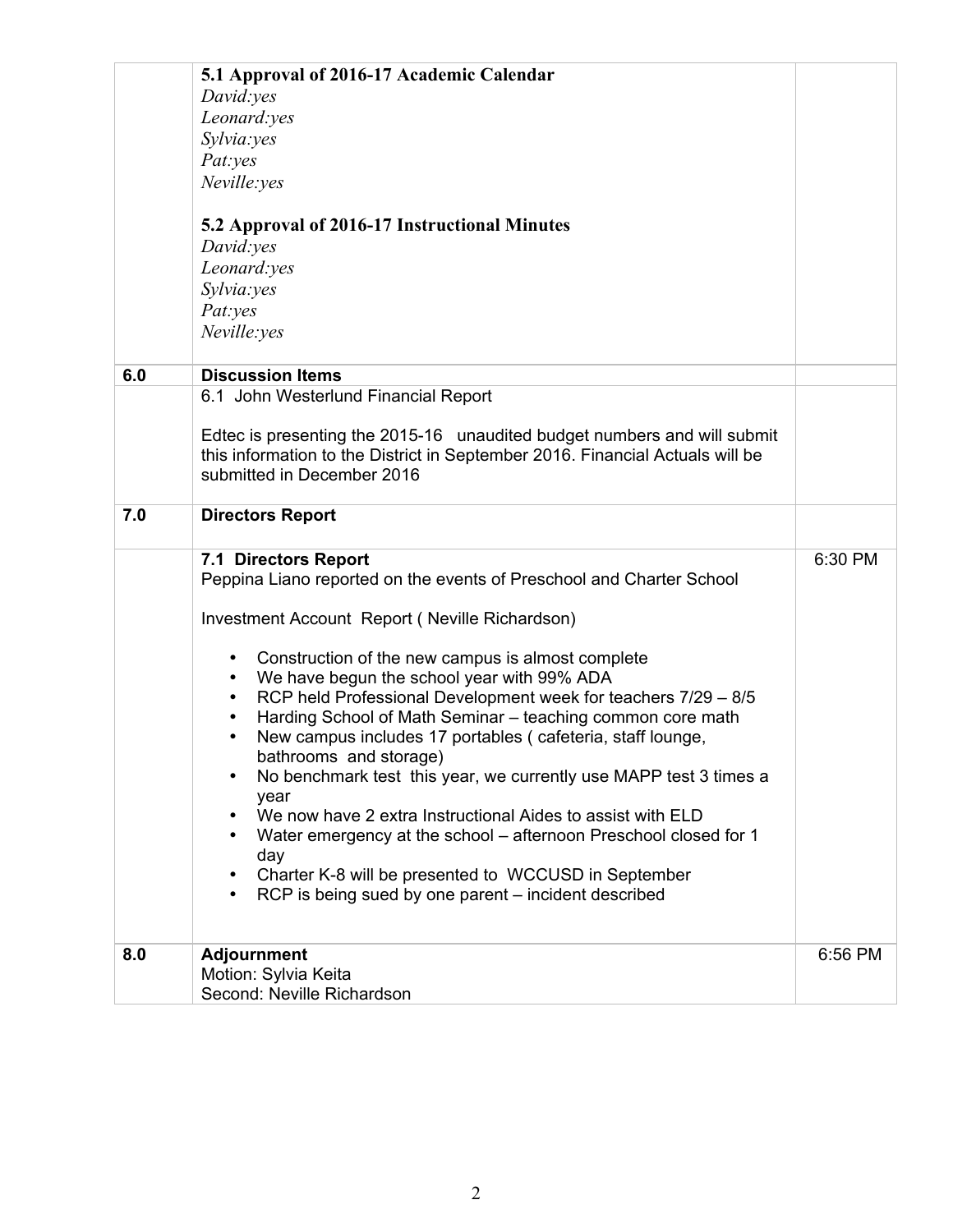| | | |
|---|---|---|
| | **5.1 Approval of 2016-17 Academic Calendar**<br>*David:yes*<br>*Leonard:yes*<br>*Sylvia:yes*<br>*Pat:yes*<br>*Neville:yes*<br><br>**5.2 Approval of 2016-17 Instructional Minutes**<br>*David:yes*<br>*Leonard:yes*<br>*Sylvia:yes*<br>*Pat:yes*<br>*Neville:yes* | |
| **6.0** | **Discussion Items** | |
| | 6.1 John Westerlund Financial Report<br><br>Edtec is presenting the 2015-16 unaudited budget numbers and will submit this information to the District in September 2016. Financial Actuals will be submitted in December 2016 | |
| **7.0** | **Directors Report** | |
| | **7.1 Directors Report**<br>Peppina Liano reported on the events of Preschool and Charter School<br><br>Investment Account Report ( Neville Richardson)<br><br>• Construction of the new campus is almost complete<br>• We have begun the school year with 99% ADA<br>• RCP held Professional Development week for teachers 7/29 – 8/5<br>• Harding School of Math Seminar – teaching common core math<br>• New campus includes 17 portables ( cafeteria, staff lounge, bathrooms and storage)<br>• No benchmark test this year, we currently use MAPP test 3 times a year<br>• We now have 2 extra Instructional Aides to assist with ELD<br>• Water emergency at the school – afternoon Preschool closed for 1 day<br>• Charter K-8 will be presented to WCCUSD in September<br>• RCP is being sued by one parent – incident described | 6:30 PM |
| **8.0** | **Adjournment**<br>Motion: Sylvia Keita<br>Second: Neville Richardson | 6:56 PM |